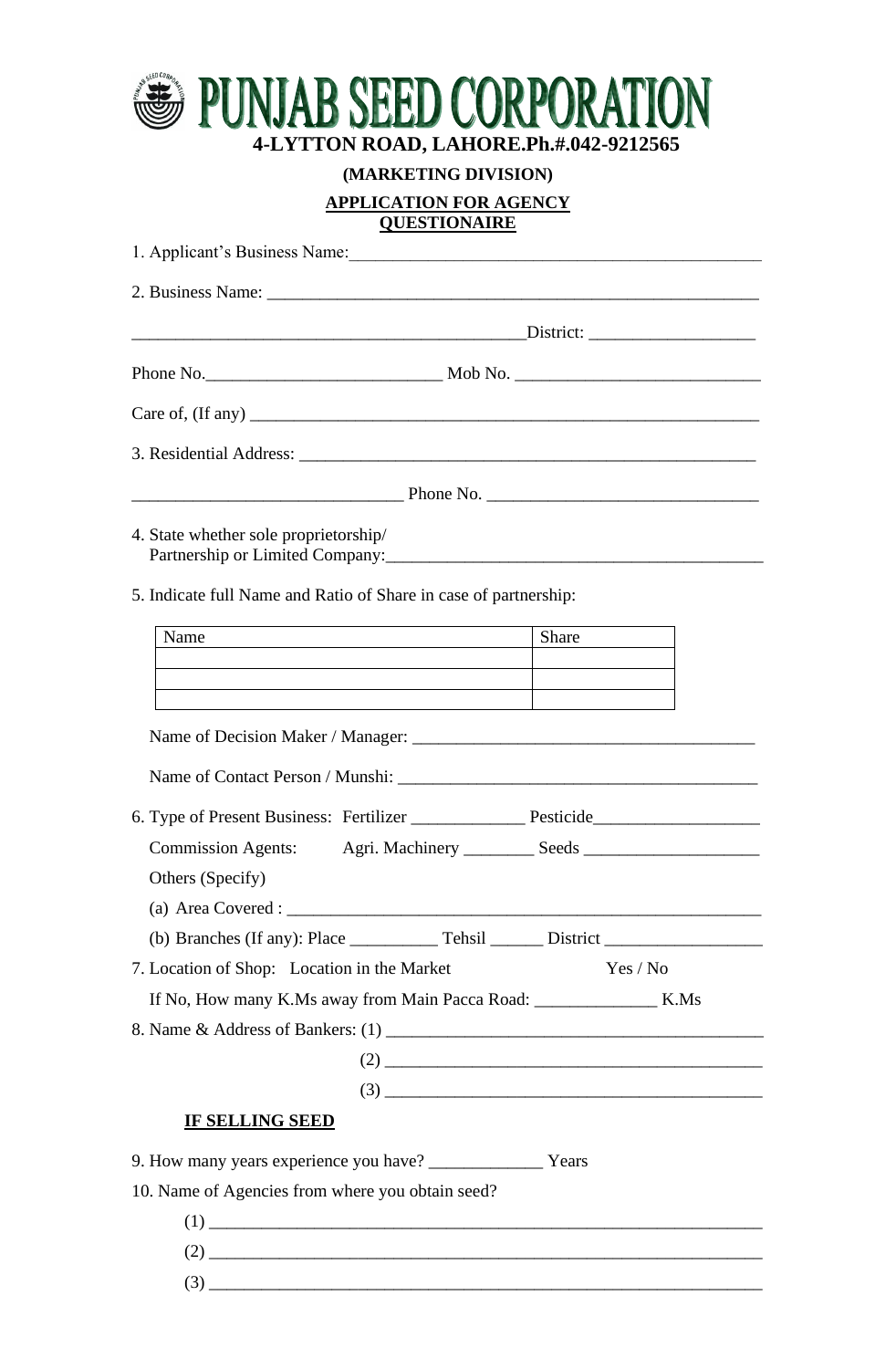# PUNJAB SEED CORPORATION

**4-LYTTON ROAD, LAHORE.Ph.#.042-9212565**

**(MARKETING DIVISION)**

**APPLICATION FOR AGENCY QUESTIONAIRE**

1. Applicant's Business Name:_______________________________________________

2. Business Name: _______________________________________________________

_____________________________________________District: ___________________

Phone No.__________________________ Mob No. ____________________________

Care of, (If any) ___________________________________________________________

3. Residential Address: ____________________________________________________

______________________________ Phone No. ______________________________

4. State whether sole proprietorship/ Partnership or Limited Company:__________________________________________

5. Indicate full Name and Ratio of Share in case of partnership:

| Name | Share |
|---|---|
| | |
| | |
| | |

Name of Decision Maker / Manager: ______________________________________

Name of Contact Person / Munshi: ________________________________________

6. Type of Present Business: Fertilizer _____________ Pesticide__________________

Commission Agents: Agri. Machinery ________ Seeds ____________________

Others (Specify)

(a) Area Covered : ________________________________________________________

(b) Branches (If any): Place __________ Tehsil ______ District _________________

7. Location of Shop: Location in the Market Yes / No

If No, How many K.Ms away from Main Pacca Road: ______________ K.Ms

8. Name & Address of Bankers: (1) __________________________________________

(2) __________________________________________

(3) __________________________________________

**IF SELLING SEED**

9. How many years experience you have? _____________ Years

10. Name of Agencies from where you obtain seed?

(1) ______________________________________________________________

(2) ______________________________________________________________

(3) ______________________________________________________________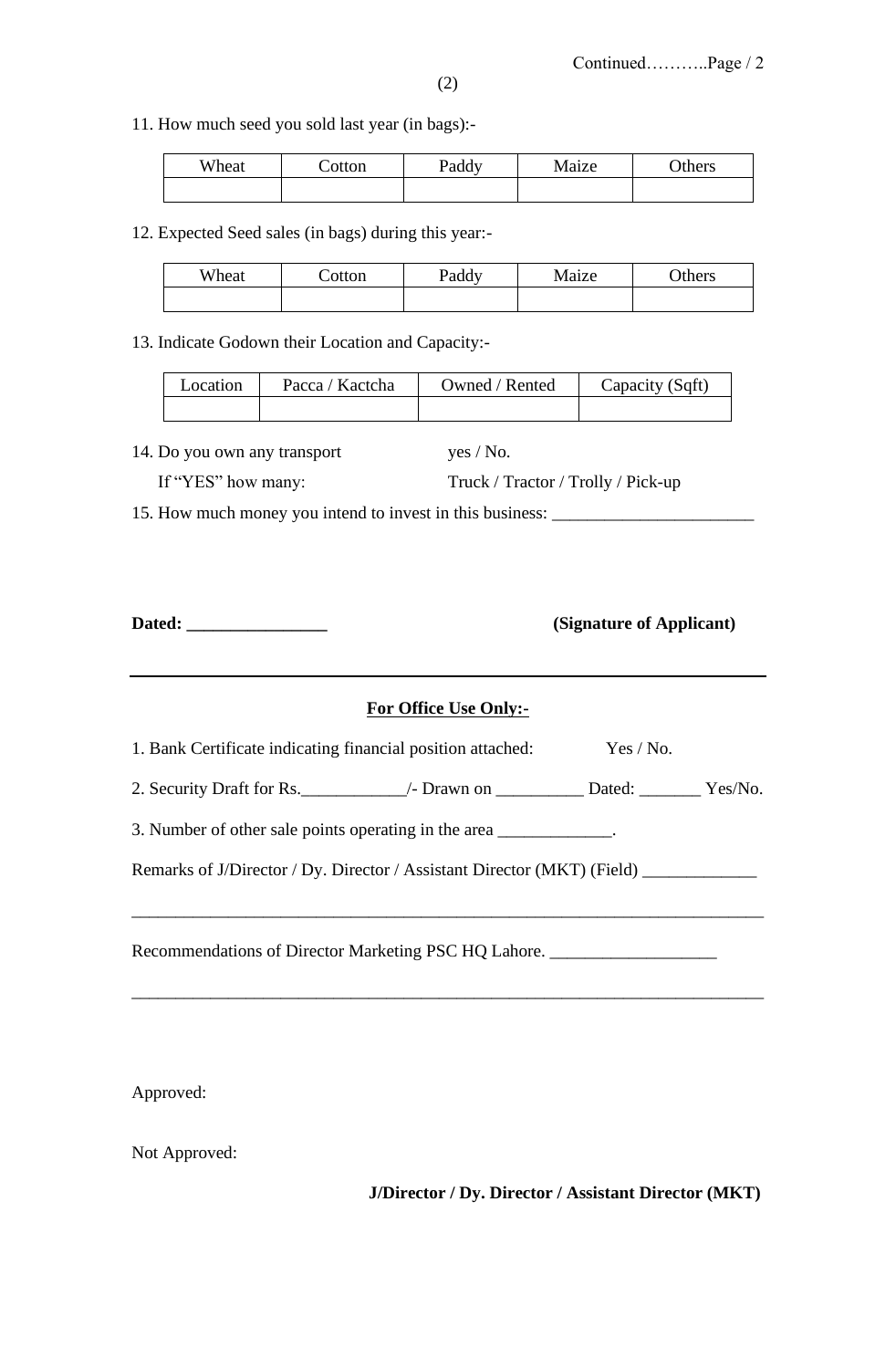Continued………..Page / 2

11. How much seed you sold last year (in bags):-

| Wheat | Cotton | Paddy | Maize | Others |
|---|---|---|---|---|
| | | | | |

12. Expected Seed sales (in bags) during this year:-

| Wheat | Cotton | Paddy | Maize | Others |
|---|---|---|---|---|
| | | | | |

13. Indicate Godown their Location and Capacity:-

| Location | Pacca / Kactcha | Owned / Rented | Capacity (Sqft) |
|---|---|---|---|
| | | | |

14. Do you own any transport yes / No.

If "YES" how many: Truck / Tractor / Trolly / Pick-up

15. How much money you intend to invest in this business: _______________________

**Dated: ________________** **(Signature of Applicant)**

---

**For Office Use Only:-**

1. Bank Certificate indicating financial position attached: Yes / No.

2. Security Draft for Rs.____________/- Drawn on __________ Dated: _______ Yes/No.

3. Number of other sale points operating in the area _____________.

Remarks of J/Director / Dy. Director / Assistant Director (MKT) (Field) _____________

_____________________________________________________________________________

Recommendations of Director Marketing PSC HQ Lahore. ___________________

_____________________________________________________________________________

Approved:

Not Approved:

**J/Director / Dy. Director / Assistant Director (MKT)**